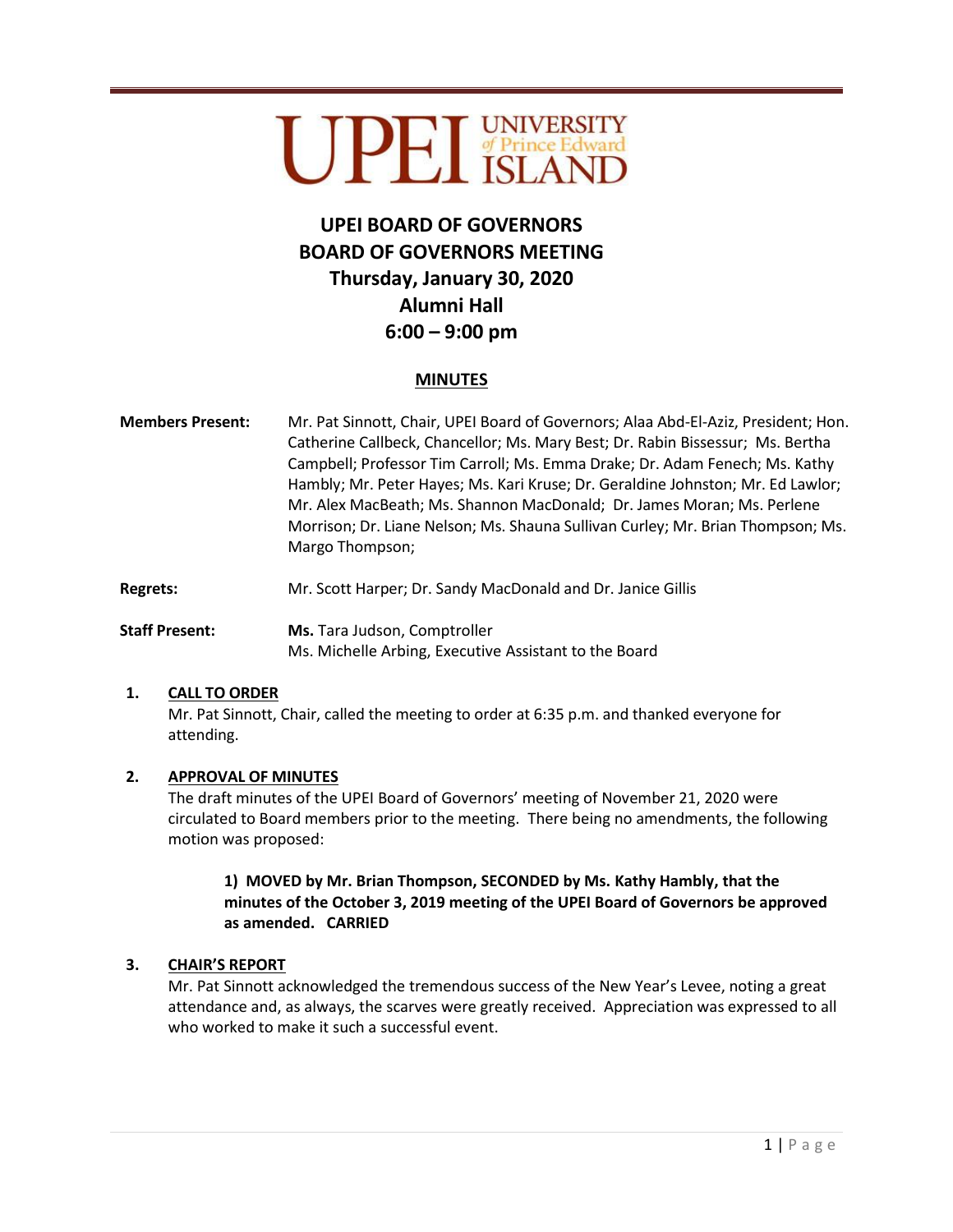# UPEI BOARD OF GOVERNORS
# BOARD OF GOVERNORS MEETING
## Thursday, January 30, 2020
## Alumni Hall
## 6:00 – 9:00 pm

**MINUTES**

**Members Present:** Mr. Pat Sinnott, Chair, UPEI Board of Governors; Alaa Abd-El-Aziz, President; Hon. Catherine Callbeck, Chancellor; Ms. Mary Best; Dr. Rabin Bissessur; Ms. Bertha Campbell; Professor Tim Carroll; Ms. Emma Drake; Dr. Adam Fenech; Ms. Kathy Hambly; Mr. Peter Hayes; Ms. Kari Kruse; Dr. Geraldine Johnston; Mr. Ed Lawlor; Mr. Alex MacBeath; Ms. Shannon MacDonald; Dr. James Moran; Ms. Perlene Morrison; Dr. Liane Nelson; Ms. Shauna Sullivan Curley; Mr. Brian Thompson; Ms. Margo Thompson;

**Regrets:** Mr. Scott Harper; Dr. Sandy MacDonald and Dr. Janice Gillis

**Staff Present:** **Ms.** Tara Judson, Comptroller
Ms. Michelle Arbing, Executive Assistant to the Board

1. **CALL TO ORDER**
   Mr. Pat Sinnott, Chair, called the meeting to order at 6:35 p.m. and thanked everyone for attending.

2. **APPROVAL OF MINUTES**
   The draft minutes of the UPEI Board of Governors' meeting of November 21, 2020 were circulated to Board members prior to the meeting. There being no amendments, the following motion was proposed:

   > **1) MOVED by Mr. Brian Thompson, SECONDED by Ms. Kathy Hambly, that the minutes of the October 3, 2019 meeting of the UPEI Board of Governors be approved as amended. CARRIED**

3. **CHAIR'S REPORT**
   Mr. Pat Sinnott acknowledged the tremendous success of the New Year's Levee, noting a great attendance and, as always, the scarves were greatly received. Appreciation was expressed to all who worked to make it such a successful event.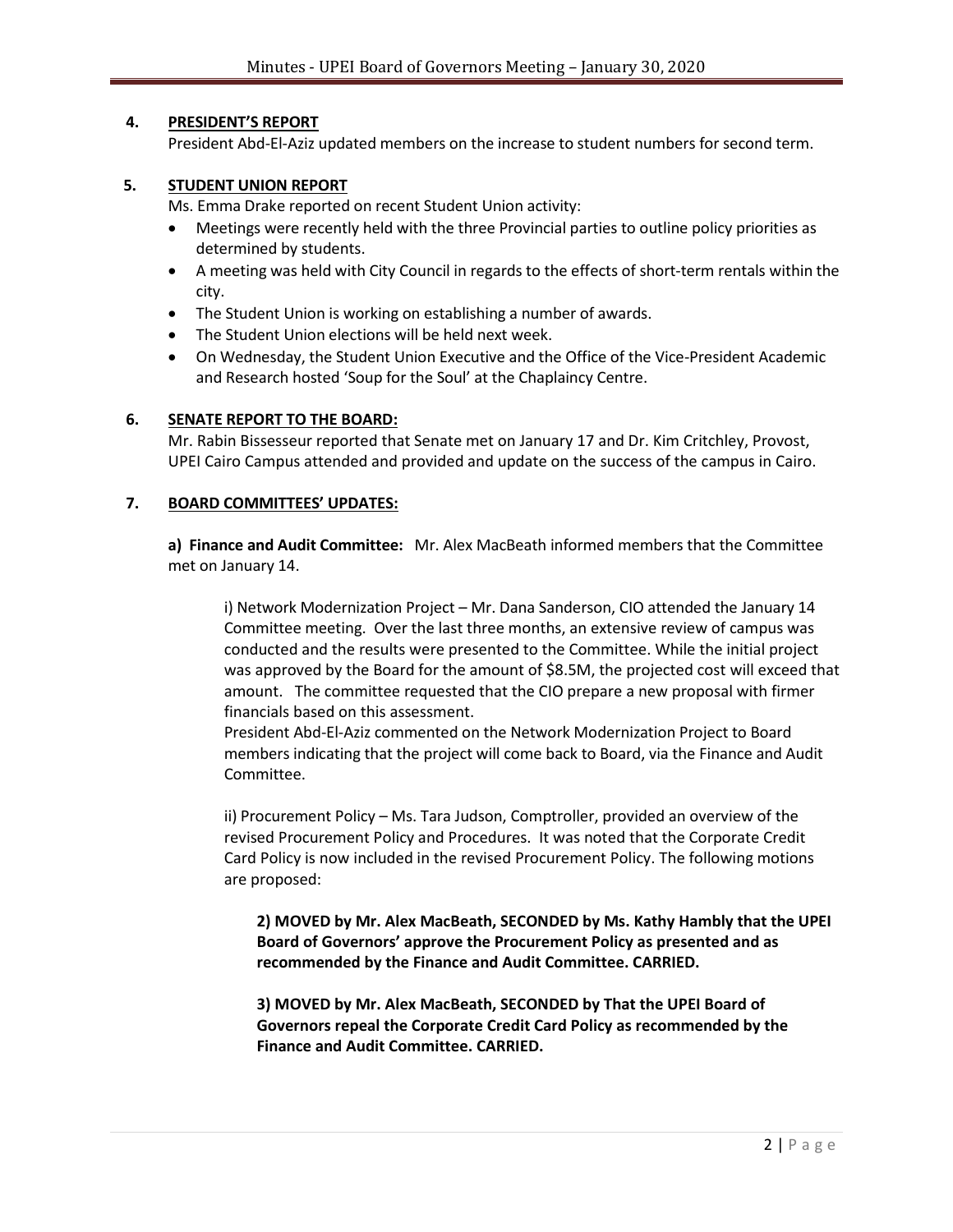## 4. PRESIDENT'S REPORT

President Abd-El-Aziz updated members on the increase to student numbers for second term.

## 5. STUDENT UNION REPORT

Ms. Emma Drake reported on recent Student Union activity:

- Meetings were recently held with the three Provincial parties to outline policy priorities as determined by students.
- A meeting was held with City Council in regards to the effects of short-term rentals within the city.
- The Student Union is working on establishing a number of awards.
- The Student Union elections will be held next week.
- On Wednesday, the Student Union Executive and the Office of the Vice-President Academic and Research hosted 'Soup for the Soul' at the Chaplaincy Centre.

## 6. SENATE REPORT TO THE BOARD:

Mr. Rabin Bissesseur reported that Senate met on January 17 and Dr. Kim Critchley, Provost, UPEI Cairo Campus attended and provided and update on the success of the campus in Cairo.

## 7. BOARD COMMITTEES' UPDATES:

**a) Finance and Audit Committee:** Mr. Alex MacBeath informed members that the Committee met on January 14.

i) Network Modernization Project – Mr. Dana Sanderson, CIO attended the January 14 Committee meeting. Over the last three months, an extensive review of campus was conducted and the results were presented to the Committee. While the initial project was approved by the Board for the amount of $8.5M, the projected cost will exceed that amount. The committee requested that the CIO prepare a new proposal with firmer financials based on this assessment.

President Abd-El-Aziz commented on the Network Modernization Project to Board members indicating that the project will come back to Board, via the Finance and Audit Committee.

ii) Procurement Policy – Ms. Tara Judson, Comptroller, provided an overview of the revised Procurement Policy and Procedures. It was noted that the Corporate Credit Card Policy is now included in the revised Procurement Policy. The following motions are proposed:

**2) MOVED by Mr. Alex MacBeath, SECONDED by Ms. Kathy Hambly that the UPEI Board of Governors' approve the Procurement Policy as presented and as recommended by the Finance and Audit Committee. CARRIED.**

**3) MOVED by Mr. Alex MacBeath, SECONDED by That the UPEI Board of Governors repeal the Corporate Credit Card Policy as recommended by the Finance and Audit Committee. CARRIED.**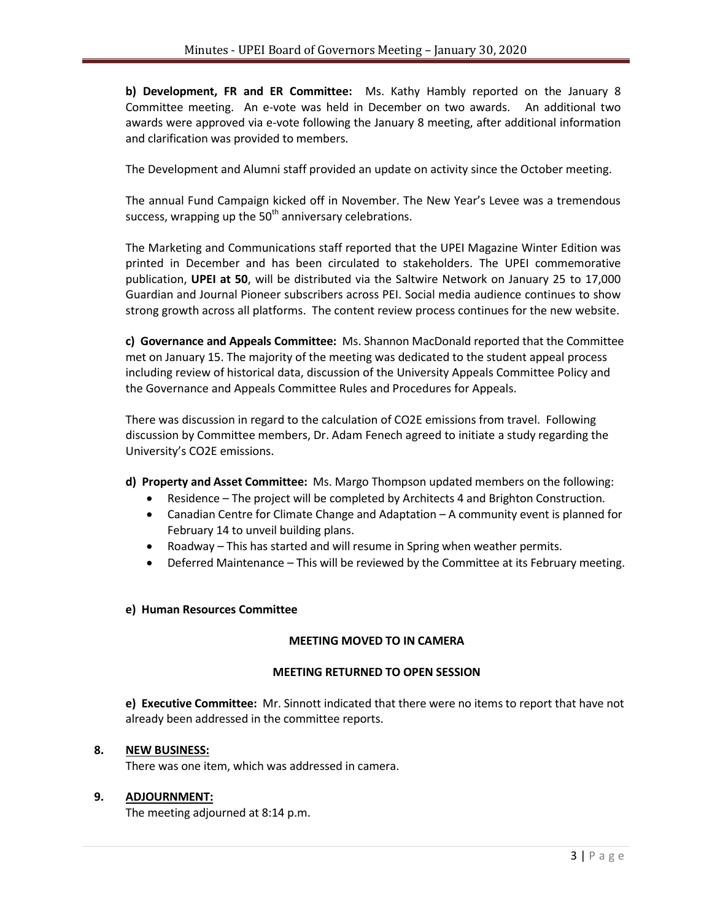**b) Development, FR and ER Committee:** Ms. Kathy Hambly reported on the January 8 Committee meeting. An e-vote was held in December on two awards. An additional two awards were approved via e-vote following the January 8 meeting, after additional information and clarification was provided to members.

The Development and Alumni staff provided an update on activity since the October meeting.

The annual Fund Campaign kicked off in November. The New Year's Levee was a tremendous success, wrapping up the 50th anniversary celebrations.

The Marketing and Communications staff reported that the UPEI Magazine Winter Edition was printed in December and has been circulated to stakeholders. The UPEI commemorative publication, **UPEI at 50**, will be distributed via the Saltwire Network on January 25 to 17,000 Guardian and Journal Pioneer subscribers across PEI. Social media audience continues to show strong growth across all platforms. The content review process continues for the new website.

**c) Governance and Appeals Committee:** Ms. Shannon MacDonald reported that the Committee met on January 15. The majority of the meeting was dedicated to the student appeal process including review of historical data, discussion of the University Appeals Committee Policy and the Governance and Appeals Committee Rules and Procedures for Appeals.

There was discussion in regard to the calculation of CO2E emissions from travel. Following discussion by Committee members, Dr. Adam Fenech agreed to initiate a study regarding the University's CO2E emissions.

**d) Property and Asset Committee:** Ms. Margo Thompson updated members on the following:

- Residence – The project will be completed by Architects 4 and Brighton Construction.
- Canadian Centre for Climate Change and Adaptation – A community event is planned for February 14 to unveil building plans.
- Roadway – This has started and will resume in Spring when weather permits.
- Deferred Maintenance – This will be reviewed by the Committee at its February meeting.

**e) Human Resources Committee**

**MEETING MOVED TO IN CAMERA**

**MEETING RETURNED TO OPEN SESSION**

**e) Executive Committee:** Mr. Sinnott indicated that there were no items to report that have not already been addressed in the committee reports.

## 8. NEW BUSINESS:

There was one item, which was addressed in camera.

## 9. ADJOURNMENT:

The meeting adjourned at 8:14 p.m.